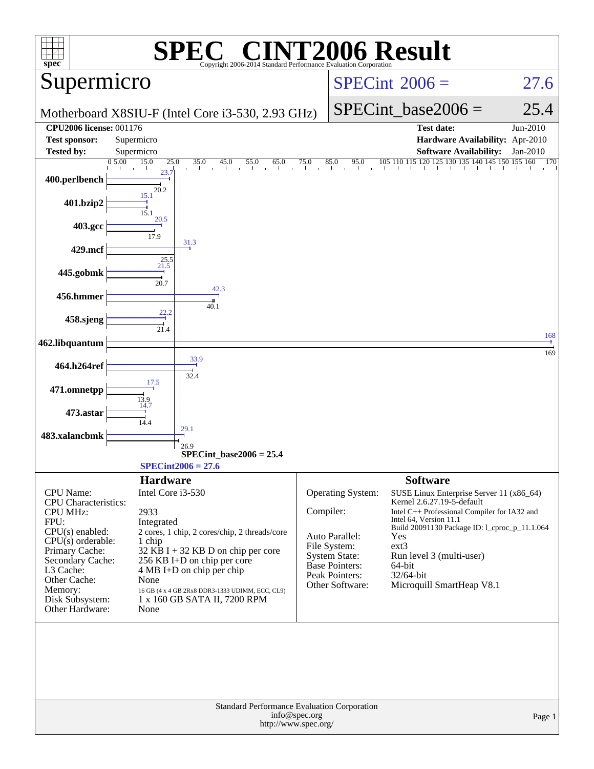# SPEC CINT2006 Result

Copyright 2006-2014 Standard Performance Evaluation Corporation

## Supermicro

Motherboard X8SIU-F (Intel Core i3-530, 2.93 GHz)

SPECint 2006 = 27.6

SPECint_base2006 = 25.4

| | | | |
|---|---|---|---|
| **CPU2006 license:** | 001176 | **Test date:** | Jun-2010 |
| **Test sponsor:** | Supermicro | **Hardware Availability:** | Apr-2010 |
| **Tested by:** | Supermicro | **Software Availability:** | Jan-2010 |

| Benchmark | Peak | Base |
|---|---|---|
| 400.perlbench | 23.7 | 20.2 |
| 401.bzip2 | 15.1 | 15.1 |
| 403.gcc | 20.5 | 17.9 |
| 429.mcf | 31.3 | 25.5 |
| 445.gobmk | 21.5 | 20.7 |
| 456.hmmer | 42.3 | 40.1 |
| 458.sjeng | 22.2 | 21.4 |
| 462.libquantum | 168 | 169 |
| 464.h264ref | 33.9 | 32.4 |
| 471.omnetpp | 17.5 | 13.9 |
| 473.astar | 14.7 | 14.4 |
| 483.xalancbmk | 29.1 | 26.9 |

SPECint_base2006 = 25.4

SPECint2006 = 27.6

### Hardware

| | |
|---|---|
| CPU Name: | Intel Core i3-530 |
| CPU Characteristics: | |
| CPU MHz: | 2933 |
| FPU: | Integrated |
| CPU(s) enabled: | 2 cores, 1 chip, 2 cores/chip, 2 threads/core |
| CPU(s) orderable: | 1 chip |
| Primary Cache: | 32 KB I + 32 KB D on chip per core |
| Secondary Cache: | 256 KB I+D on chip per core |
| L3 Cache: | 4 MB I+D on chip per chip |
| Other Cache: | None |
| Memory: | 16 GB (4 x 4 GB 2Rx8 DDR3-1333 UDIMM, ECC, CL9) |
| Disk Subsystem: | 1 x 160 GB SATA II, 7200 RPM |
| Other Hardware: | None |

### Software

| | |
|---|---|
| Operating System: | SUSE Linux Enterprise Server 11 (x86_64) Kernel 2.6.27.19-5-default |
| Compiler: | Intel C++ Professional Compiler for IA32 and Intel 64, Version 11.1 Build 20091130 Package ID: l_cproc_p_11.1.064 |
| Auto Parallel: | Yes |
| File System: | ext3 |
| System State: | Run level 3 (multi-user) |
| Base Pointers: | 64-bit |
| Peak Pointers: | 32/64-bit |
| Other Software: | Microquill SmartHeap V8.1 |

Standard Performance Evaluation Corporation
info@spec.org
http://www.spec.org/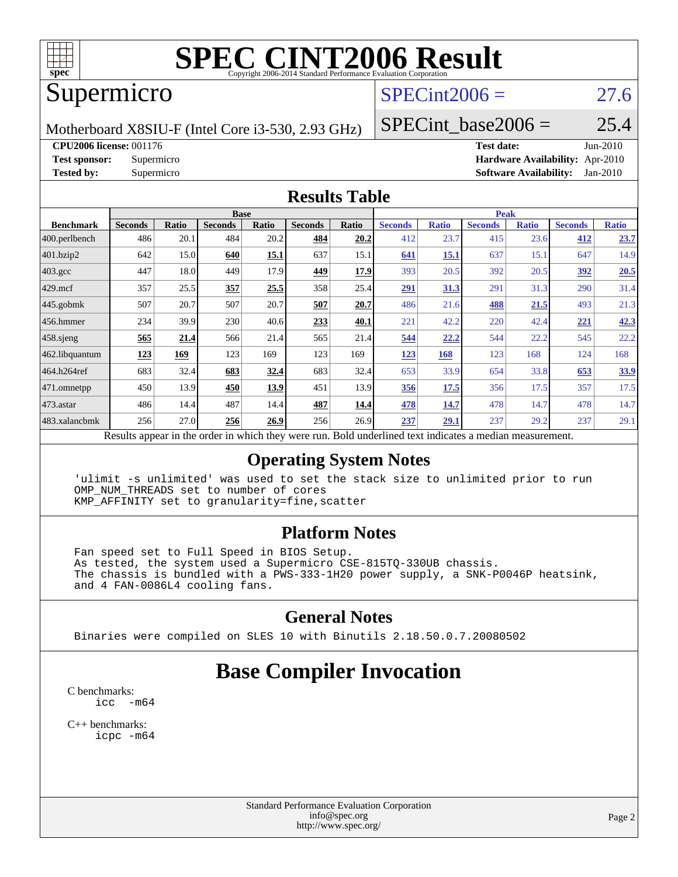# SPEC CINT2006 Result

Copyright 2006-2014 Standard Performance Evaluation Corporation

## Supermicro

Motherboard X8SIU-F (Intel Core i3-530, 2.93 GHz)

SPECint2006 = 27.6

SPECint_base2006 = 25.4

**CPU2006 license:** 001176
**Test sponsor:** Supermicro
**Tested by:** Supermicro

**Test date:** Jun-2010
**Hardware Availability:** Apr-2010
**Software Availability:** Jan-2010

## Results Table

| Benchmark | Base | | | | | | Peak | | | | | |
|---|---|---|---|---|---|---|---|---|---|---|---|---|
| | Seconds | Ratio | Seconds | Ratio | Seconds | Ratio | Seconds | Ratio | Seconds | Ratio | Seconds | Ratio |
| 400.perlbench | 486 | 20.1 | 484 | 20.2 | **484** | **20.2** | 412 | 23.7 | 415 | 23.6 | **412** | **23.7** |
| 401.bzip2 | 642 | 15.0 | **640** | **15.1** | 637 | 15.1 | **641** | **15.1** | 637 | 15.1 | 647 | 14.9 |
| 403.gcc | 447 | 18.0 | 449 | 17.9 | **449** | **17.9** | 393 | 20.5 | 392 | 20.5 | **392** | **20.5** |
| 429.mcf | 357 | 25.5 | **357** | **25.5** | 358 | 25.4 | **291** | **31.3** | 291 | 31.3 | 290 | 31.4 |
| 445.gobmk | 507 | 20.7 | 507 | 20.7 | **507** | **20.7** | 486 | 21.6 | **488** | **21.5** | 493 | 21.3 |
| 456.hmmer | 234 | 39.9 | 230 | 40.6 | **233** | **40.1** | 221 | 42.2 | 220 | 42.4 | **221** | **42.3** |
| 458.sjeng | **565** | **21.4** | 566 | 21.4 | 565 | 21.4 | **544** | **22.2** | 544 | 22.2 | 545 | 22.2 |
| 462.libquantum | **123** | **169** | 123 | 169 | 123 | 169 | **123** | **168** | 123 | 168 | 124 | 168 |
| 464.h264ref | 683 | 32.4 | **683** | **32.4** | 683 | 32.4 | 653 | 33.9 | 654 | 33.8 | **653** | **33.9** |
| 471.omnetpp | 450 | 13.9 | **450** | **13.9** | 451 | 13.9 | **356** | **17.5** | 356 | 17.5 | 357 | 17.5 |
| 473.astar | 486 | 14.4 | 487 | 14.4 | **487** | **14.4** | **478** | **14.7** | 478 | 14.7 | 478 | 14.7 |
| 483.xalancbmk | 256 | 27.0 | **256** | **26.9** | 256 | 26.9 | **237** | **29.1** | 237 | 29.2 | 237 | 29.1 |

Results appear in the order in which they were run. Bold underlined text indicates a median measurement.

## Operating System Notes

```
'ulimit -s unlimited' was used to set the stack size to unlimited prior to run
OMP_NUM_THREADS set to number of cores
KMP_AFFINITY set to granularity=fine,scatter
```

## Platform Notes

```
Fan speed set to Full Speed in BIOS Setup.
As tested, the system used a Supermicro CSE-815TQ-330UB chassis.
The chassis is bundled with a PWS-333-1H20 power supply, a SNK-P0046P heatsink,
and 4 FAN-0086L4 cooling fans.
```

## General Notes

```
Binaries were compiled on SLES 10 with Binutils 2.18.50.0.7.20080502
```

# Base Compiler Invocation

C benchmarks:
```
icc  -m64
```

C++ benchmarks:
```
icpc -m64
```

Standard Performance Evaluation Corporation
info@spec.org
http://www.spec.org/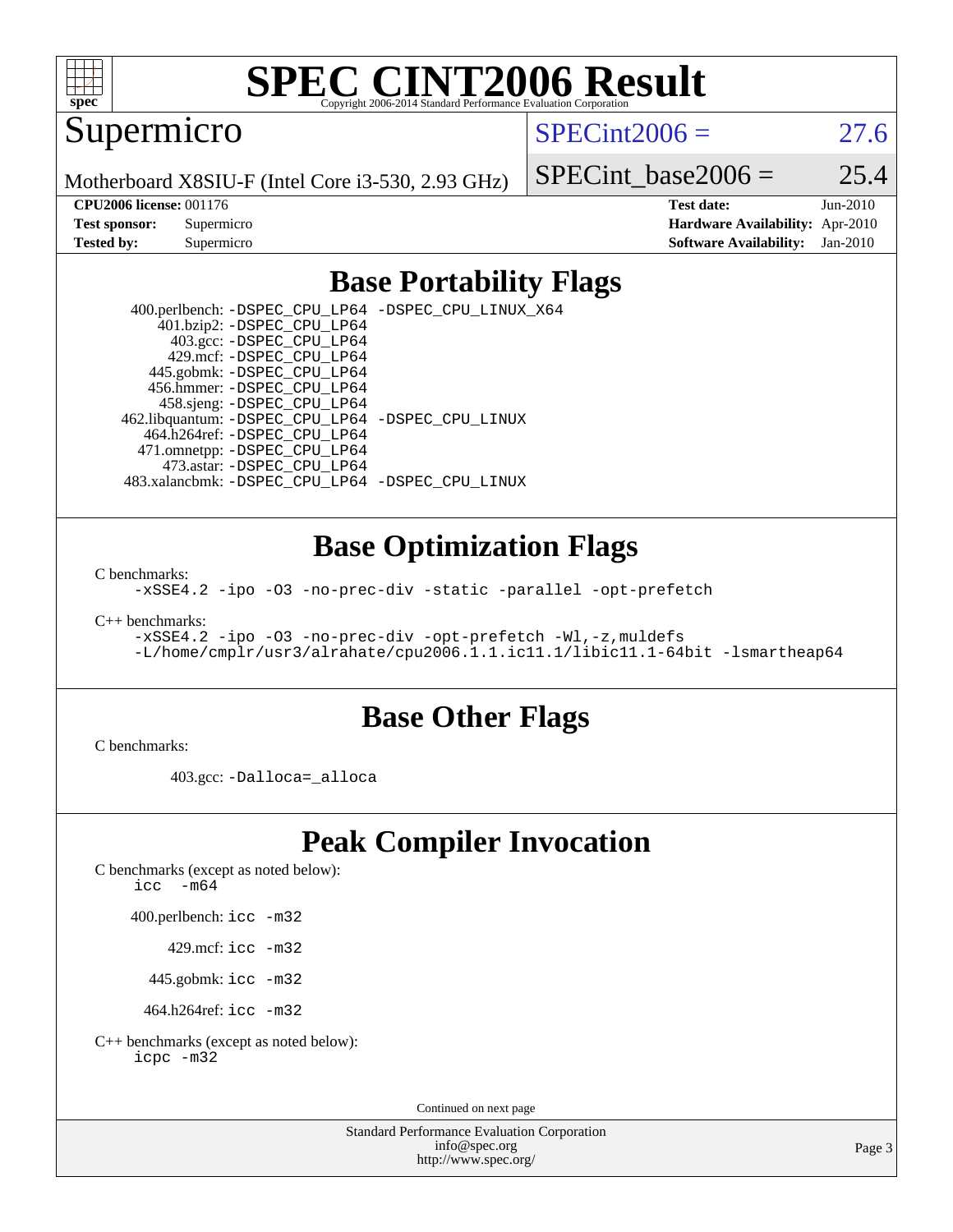# SPEC CINT2006 Result

Copyright 2006-2014 Standard Performance Evaluation Corporation

## Supermicro

Motherboard X8SIU-F (Intel Core i3-530, 2.93 GHz)

SPECint2006 = 27.6

SPECint_base2006 = 25.4

| | | | |
|---|---|---|---|
| **CPU2006 license:** 001176 | | **Test date:** | Jun-2010 |
| **Test sponsor:** | Supermicro | **Hardware Availability:** | Apr-2010 |
| **Tested by:** | Supermicro | **Software Availability:** | Jan-2010 |

## Base Portability Flags

400.perlbench: `-DSPEC_CPU_LP64 -DSPEC_CPU_LINUX_X64`
401.bzip2: `-DSPEC_CPU_LP64`
403.gcc: `-DSPEC_CPU_LP64`
429.mcf: `-DSPEC_CPU_LP64`
445.gobmk: `-DSPEC_CPU_LP64`
456.hmmer: `-DSPEC_CPU_LP64`
458.sjeng: `-DSPEC_CPU_LP64`
462.libquantum: `-DSPEC_CPU_LP64 -DSPEC_CPU_LINUX`
464.h264ref: `-DSPEC_CPU_LP64`
471.omnetpp: `-DSPEC_CPU_LP64`
473.astar: `-DSPEC_CPU_LP64`
483.xalancbmk: `-DSPEC_CPU_LP64 -DSPEC_CPU_LINUX`

## Base Optimization Flags

C benchmarks:
`-xSSE4.2 -ipo -O3 -no-prec-div -static -parallel -opt-prefetch`

C++ benchmarks:
`-xSSE4.2 -ipo -O3 -no-prec-div -opt-prefetch -Wl,-z,muldefs`
`-L/home/cmplr/usr3/alrahate/cpu2006.1.1.ic11.1/libic11.1-64bit -lsmartheap64`

## Base Other Flags

C benchmarks:

403.gcc: `-Dalloca=_alloca`

## Peak Compiler Invocation

C benchmarks (except as noted below):
`icc -m64`

400.perlbench: `icc -m32`

429.mcf: `icc -m32`

445.gobmk: `icc -m32`

464.h264ref: `icc -m32`

C++ benchmarks (except as noted below):
`icpc -m32`

Continued on next page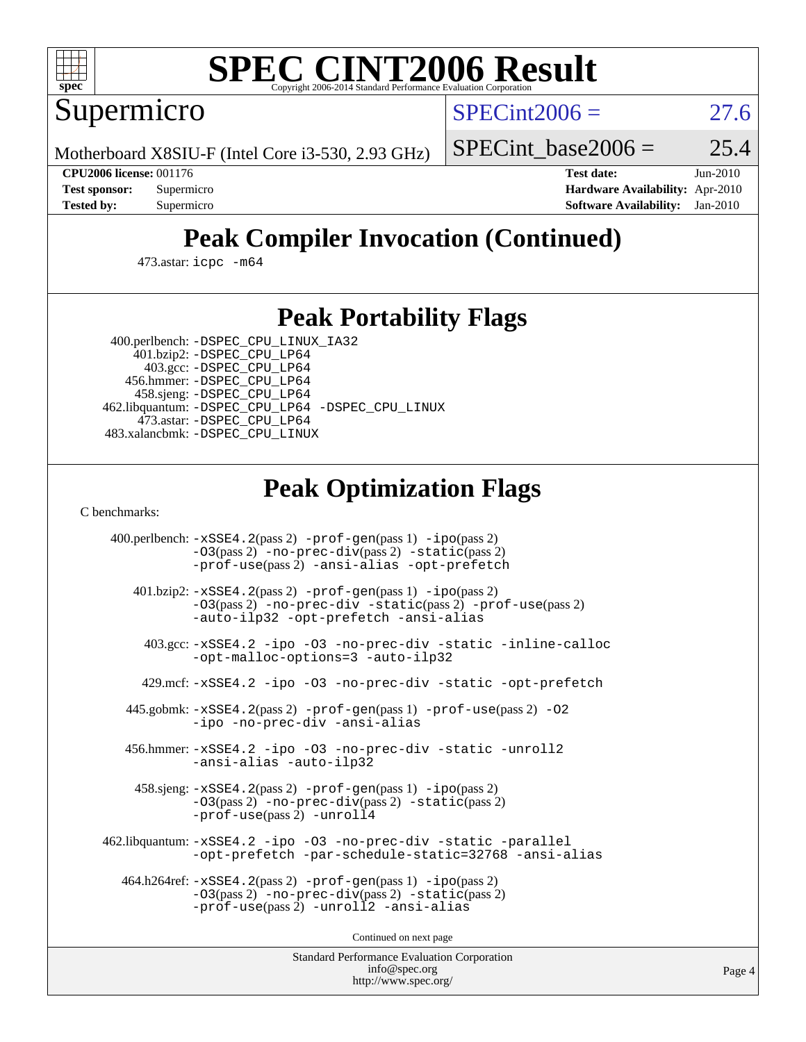# SPEC CINT2006 Result

Supermicro

Motherboard X8SIU-F (Intel Core i3-530, 2.93 GHz)

SPECint2006 = 27.6

SPECint_base2006 = 25.4

**CPU2006 license:** 001176
**Test sponsor:** Supermicro
**Tested by:** Supermicro

**Test date:** Jun-2010
**Hardware Availability:** Apr-2010
**Software Availability:** Jan-2010

## Peak Compiler Invocation (Continued)

473.astar: icpc -m64

## Peak Portability Flags

400.perlbench: -DSPEC_CPU_LINUX_IA32
401.bzip2: -DSPEC_CPU_LP64
403.gcc: -DSPEC_CPU_LP64
456.hmmer: -DSPEC_CPU_LP64
458.sjeng: -DSPEC_CPU_LP64
462.libquantum: -DSPEC_CPU_LP64 -DSPEC_CPU_LINUX
473.astar: -DSPEC_CPU_LP64
483.xalancbmk: -DSPEC_CPU_LINUX

## Peak Optimization Flags

C benchmarks:

400.perlbench: -xSSE4.2(pass 2) -prof-gen(pass 1) -ipo(pass 2) -O3(pass 2) -no-prec-div(pass 2) -static(pass 2) -prof-use(pass 2) -ansi-alias -opt-prefetch

401.bzip2: -xSSE4.2(pass 2) -prof-gen(pass 1) -ipo(pass 2) -O3(pass 2) -no-prec-div -static(pass 2) -prof-use(pass 2) -auto-ilp32 -opt-prefetch -ansi-alias

403.gcc: -xSSE4.2 -ipo -O3 -no-prec-div -static -inline-calloc -opt-malloc-options=3 -auto-ilp32

429.mcf: -xSSE4.2 -ipo -O3 -no-prec-div -static -opt-prefetch

445.gobmk: -xSSE4.2(pass 2) -prof-gen(pass 1) -prof-use(pass 2) -O2 -ipo -no-prec-div -ansi-alias

456.hmmer: -xSSE4.2 -ipo -O3 -no-prec-div -static -unroll2 -ansi-alias -auto-ilp32

458.sjeng: -xSSE4.2(pass 2) -prof-gen(pass 1) -ipo(pass 2) -O3(pass 2) -no-prec-div(pass 2) -static(pass 2) -prof-use(pass 2) -unroll4

462.libquantum: -xSSE4.2 -ipo -O3 -no-prec-div -static -parallel -opt-prefetch -par-schedule-static=32768 -ansi-alias

464.h264ref: -xSSE4.2(pass 2) -prof-gen(pass 1) -ipo(pass 2) -O3(pass 2) -no-prec-div(pass 2) -static(pass 2) -prof-use(pass 2) -unroll2 -ansi-alias

Continued on next page

Standard Performance Evaluation Corporation
info@spec.org
http://www.spec.org/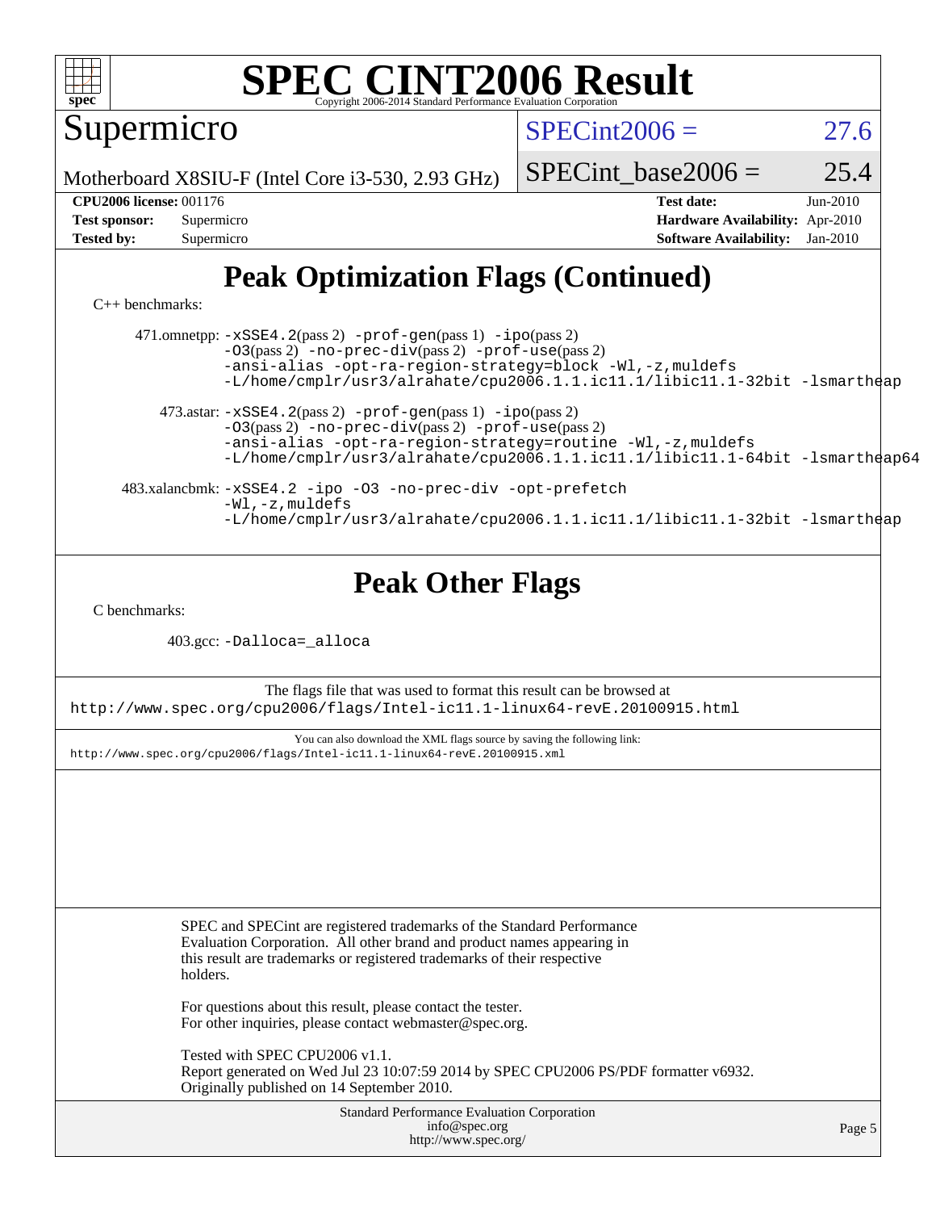# Peak Optimization Flags (Continued)

C++ benchmarks:

471.omnetpp: -xSSE4.2(pass 2) -prof-gen(pass 1) -ipo(pass 2) -O3(pass 2) -no-prec-div(pass 2) -prof-use(pass 2) -ansi-alias -opt-ra-region-strategy=block -Wl,-z,muldefs -L/home/cmplr/usr3/alrahate/cpu2006.1.1.ic11.1/libic11.1-32bit -lsmartheap

473.astar: -xSSE4.2(pass 2) -prof-gen(pass 1) -ipo(pass 2) -O3(pass 2) -no-prec-div(pass 2) -prof-use(pass 2) -ansi-alias -opt-ra-region-strategy=routine -Wl,-z,muldefs -L/home/cmplr/usr3/alrahate/cpu2006.1.1.ic11.1/libic11.1-64bit -lsmartheap64

483.xalancbmk: -xSSE4.2 -ipo -O3 -no-prec-div -opt-prefetch -Wl,-z,muldefs -L/home/cmplr/usr3/alrahate/cpu2006.1.1.ic11.1/libic11.1-32bit -lsmartheap

# Peak Other Flags

C benchmarks:

403.gcc: -Dalloca=_alloca

The flags file that was used to format this result can be browsed at
http://www.spec.org/cpu2006/flags/Intel-ic11.1-linux64-revE.20100915.html

You can also download the XML flags source by saving the following link:
http://www.spec.org/cpu2006/flags/Intel-ic11.1-linux64-revE.20100915.xml

SPEC and SPECint are registered trademarks of the Standard Performance Evaluation Corporation. All other brand and product names appearing in this result are trademarks or registered trademarks of their respective holders.

For questions about this result, please contact the tester.
For other inquiries, please contact webmaster@spec.org.

Tested with SPEC CPU2006 v1.1.
Report generated on Wed Jul 23 10:07:59 2014 by SPEC CPU2006 PS/PDF formatter v6932.
Originally published on 14 September 2010.